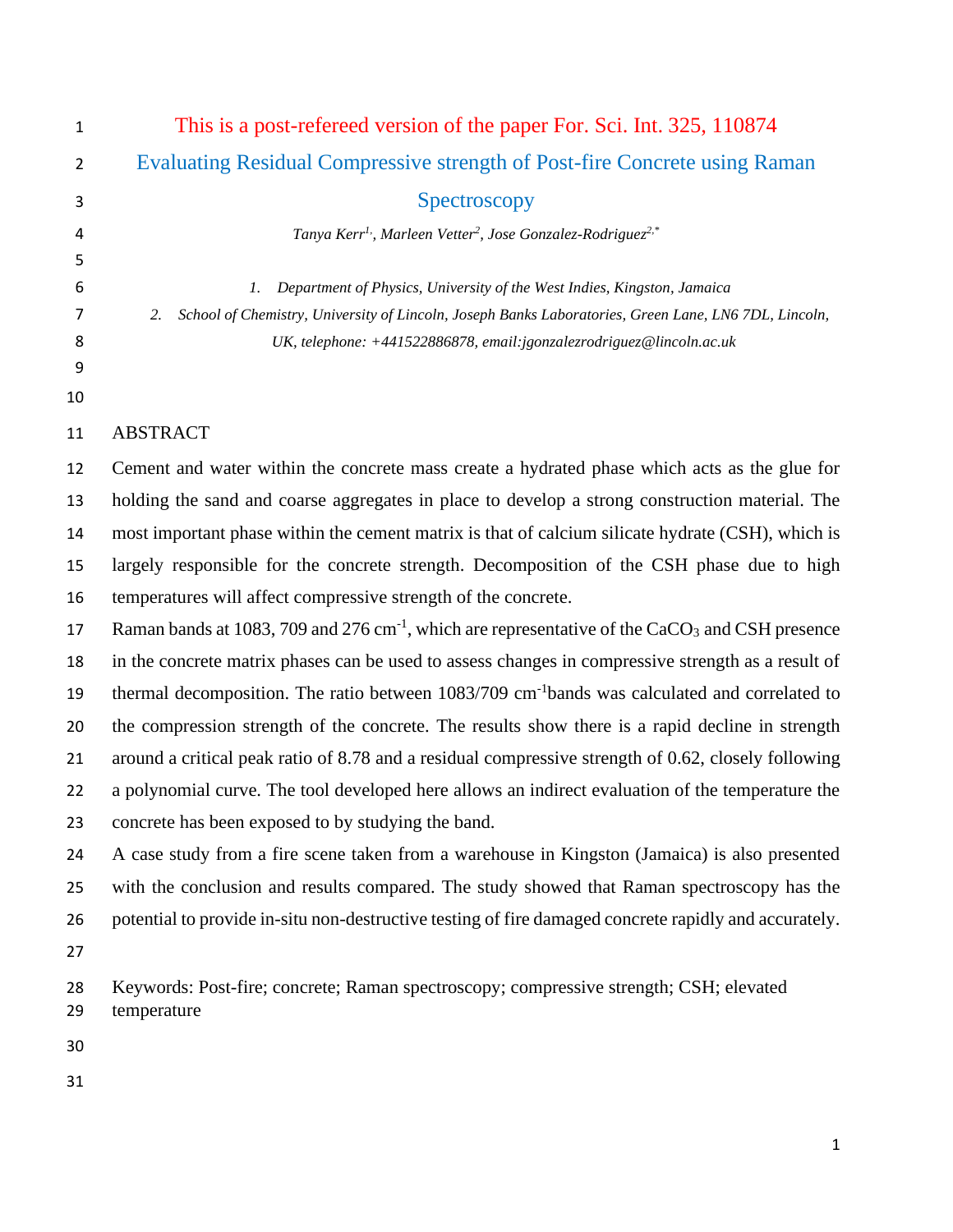This is a post-refereed version of the paper For. Sci. Int. 325, 110874

# Evaluating Residual Compressive strength of Post-fire Concrete using Raman Spectroscopy

*Tanya Kerr[1], Marleen Vetter[2], Jose Gonzalez-Rodriguez[2,*]*

1. *Department of Physics, University of the West Indies, Kingston, Jamaica*
2. *School of Chemistry, University of Lincoln, Joseph Banks Laboratories, Green Lane, LN6 7DL, Lincoln, UK, telephone: +441522886878, email:jgonzalezrodriguez@lincoln.ac.uk*

## ABSTRACT

Cement and water within the concrete mass create a hydrated phase which acts as the glue for holding the sand and coarse aggregates in place to develop a strong construction material. The most important phase within the cement matrix is that of calcium silicate hydrate (CSH), which is largely responsible for the concrete strength. Decomposition of the CSH phase due to high temperatures will affect compressive strength of the concrete.

Raman bands at 1083, 709 and 276 $cm^{-1}$, which are representative of the $CaCO_3$ and CSH presence in the concrete matrix phases can be used to assess changes in compressive strength as a result of thermal decomposition. The ratio between 1083/709 $cm^{-1}$bands was calculated and correlated to the compression strength of the concrete. The results show there is a rapid decline in strength around a critical peak ratio of 8.78 and a residual compressive strength of 0.62, closely following a polynomial curve. The tool developed here allows an indirect evaluation of the temperature the concrete has been exposed to by studying the band.

A case study from a fire scene taken from a warehouse in Kingston (Jamaica) is also presented with the conclusion and results compared. The study showed that Raman spectroscopy has the potential to provide in-situ non-destructive testing of fire damaged concrete rapidly and accurately.

Keywords: Post-fire; concrete; Raman spectroscopy; compressive strength; CSH; elevated temperature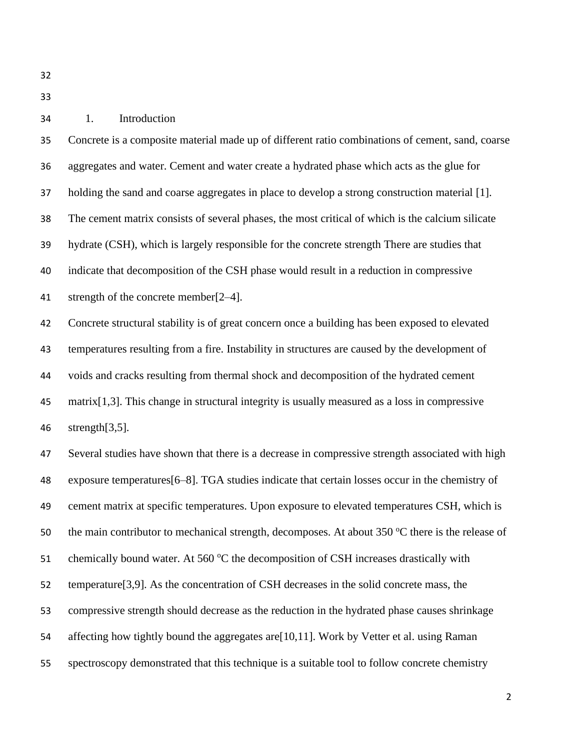## 1. Introduction

Concrete is a composite material made up of different ratio combinations of cement, sand, coarse aggregates and water. Cement and water create a hydrated phase which acts as the glue for holding the sand and coarse aggregates in place to develop a strong construction material [1]. The cement matrix consists of several phases, the most critical of which is the calcium silicate hydrate (CSH), which is largely responsible for the concrete strength There are studies that indicate that decomposition of the CSH phase would result in a reduction in compressive strength of the concrete member[2–4].

Concrete structural stability is of great concern once a building has been exposed to elevated temperatures resulting from a fire. Instability in structures are caused by the development of voids and cracks resulting from thermal shock and decomposition of the hydrated cement matrix[1,3]. This change in structural integrity is usually measured as a loss in compressive strength[3,5].

Several studies have shown that there is a decrease in compressive strength associated with high exposure temperatures[6–8]. TGA studies indicate that certain losses occur in the chemistry of cement matrix at specific temperatures. Upon exposure to elevated temperatures CSH, which is the main contributor to mechanical strength, decomposes. At about 350 $^{o}$C there is the release of chemically bound water. At 560 $^{o}$C the decomposition of CSH increases drastically with temperature[3,9]. As the concentration of CSH decreases in the solid concrete mass, the compressive strength should decrease as the reduction in the hydrated phase causes shrinkage affecting how tightly bound the aggregates are[10,11]. Work by Vetter et al. using Raman spectroscopy demonstrated that this technique is a suitable tool to follow concrete chemistry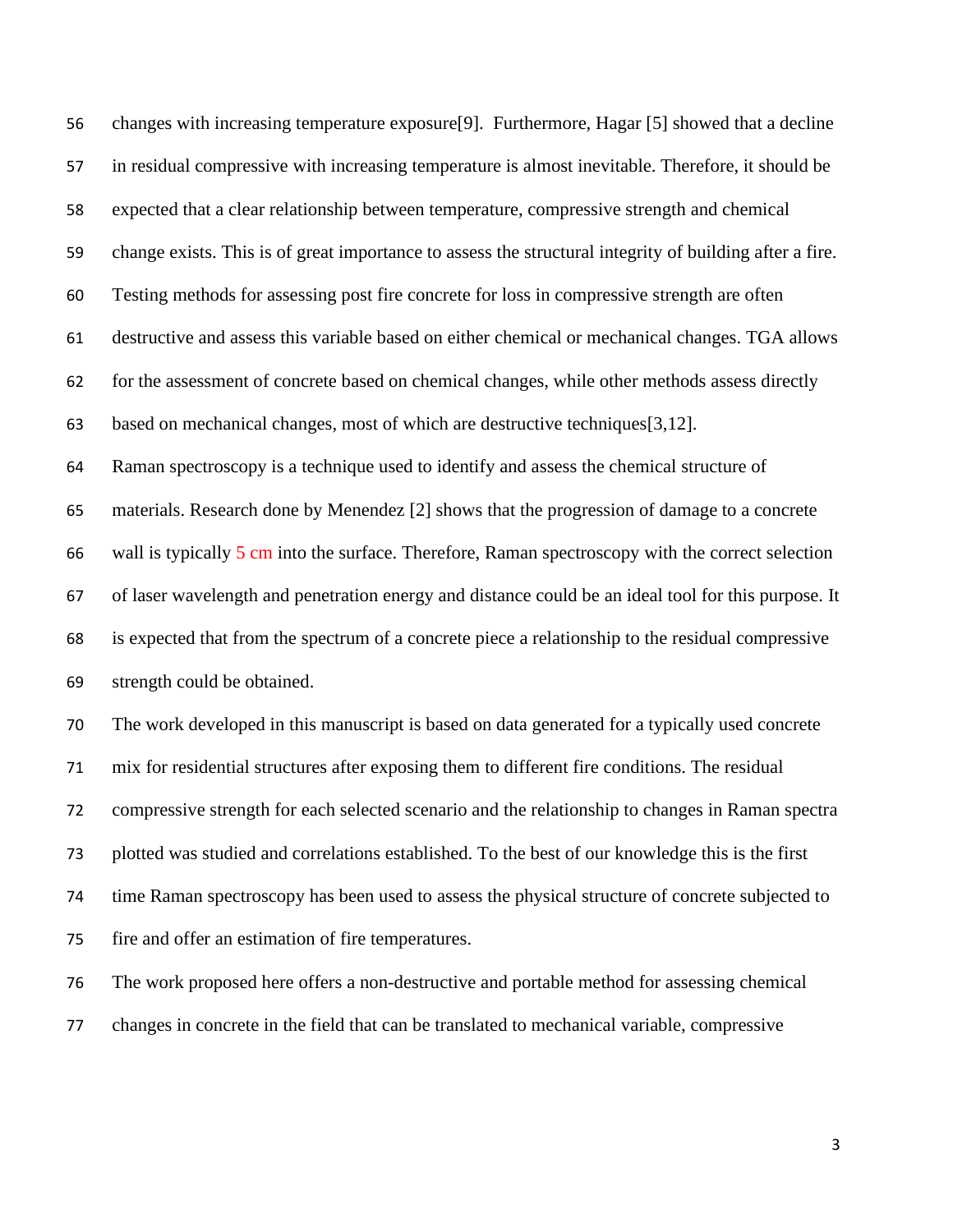changes with increasing temperature exposure[9]. Furthermore, Hagar [5] showed that a decline in residual compressive with increasing temperature is almost inevitable. Therefore, it should be expected that a clear relationship between temperature, compressive strength and chemical change exists. This is of great importance to assess the structural integrity of building after a fire. Testing methods for assessing post fire concrete for loss in compressive strength are often destructive and assess this variable based on either chemical or mechanical changes. TGA allows for the assessment of concrete based on chemical changes, while other methods assess directly based on mechanical changes, most of which are destructive techniques[3,12].

Raman spectroscopy is a technique used to identify and assess the chemical structure of materials. Research done by Menendez [2] shows that the progression of damage to a concrete wall is typically 5 cm into the surface. Therefore, Raman spectroscopy with the correct selection of laser wavelength and penetration energy and distance could be an ideal tool for this purpose. It is expected that from the spectrum of a concrete piece a relationship to the residual compressive strength could be obtained.

The work developed in this manuscript is based on data generated for a typically used concrete mix for residential structures after exposing them to different fire conditions. The residual compressive strength for each selected scenario and the relationship to changes in Raman spectra plotted was studied and correlations established. To the best of our knowledge this is the first time Raman spectroscopy has been used to assess the physical structure of concrete subjected to fire and offer an estimation of fire temperatures.

The work proposed here offers a non-destructive and portable method for assessing chemical changes in concrete in the field that can be translated to mechanical variable, compressive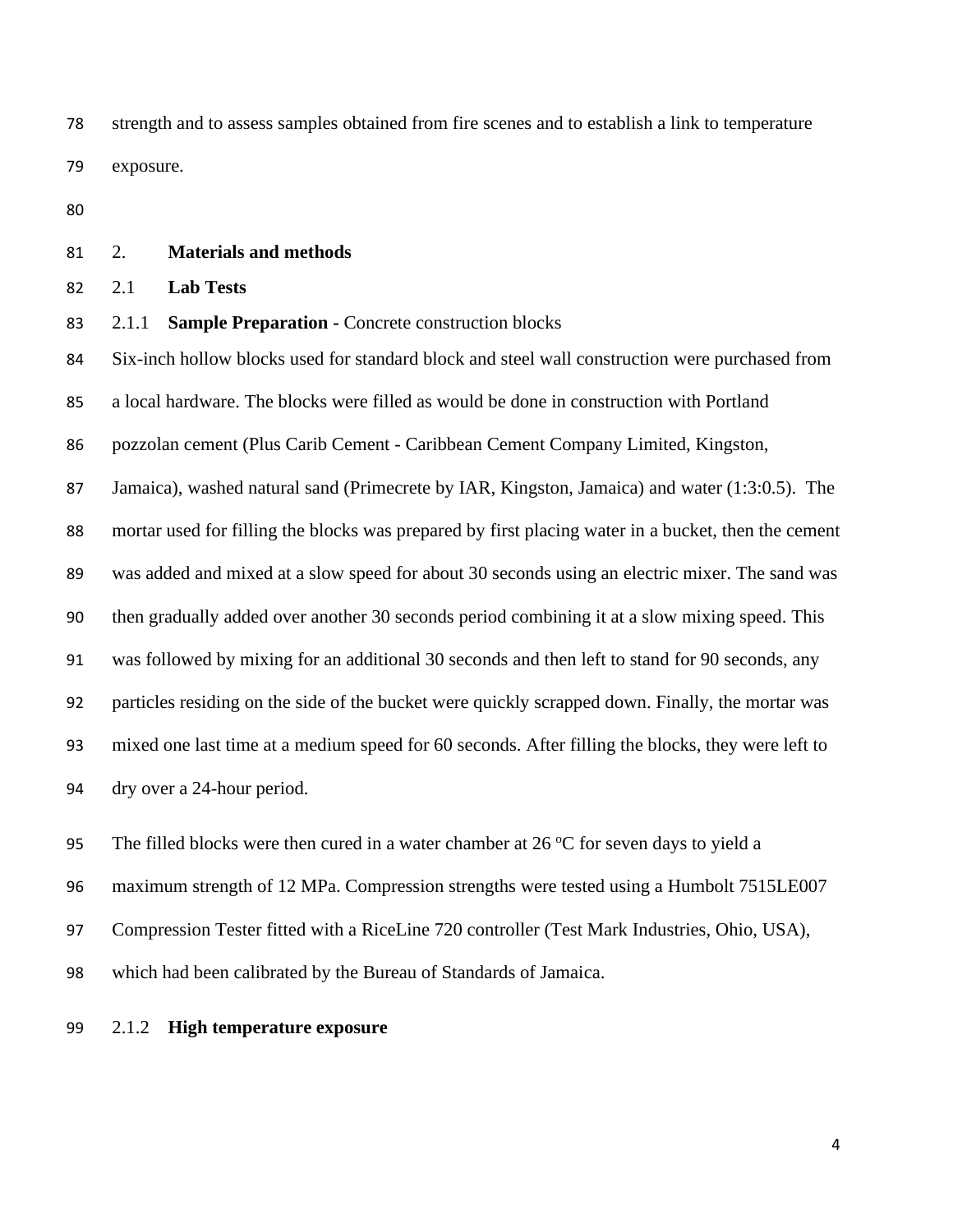strength and to assess samples obtained from fire scenes and to establish a link to temperature exposure.

## 2. Materials and methods

### 2.1 Lab Tests

#### 2.1.1 Sample Preparation - Concrete construction blocks

Six-inch hollow blocks used for standard block and steel wall construction were purchased from a local hardware. The blocks were filled as would be done in construction with Portland pozzolan cement (Plus Carib Cement - Caribbean Cement Company Limited, Kingston, Jamaica), washed natural sand (Primecrete by IAR, Kingston, Jamaica) and water (1:3:0.5). The mortar used for filling the blocks was prepared by first placing water in a bucket, then the cement was added and mixed at a slow speed for about 30 seconds using an electric mixer. The sand was then gradually added over another 30 seconds period combining it at a slow mixing speed. This was followed by mixing for an additional 30 seconds and then left to stand for 90 seconds, any particles residing on the side of the bucket were quickly scrapped down. Finally, the mortar was mixed one last time at a medium speed for 60 seconds. After filling the blocks, they were left to dry over a 24-hour period.

The filled blocks were then cured in a water chamber at 26 $^{o}$C for seven days to yield a maximum strength of 12 MPa. Compression strengths were tested using a Humbolt 7515LE007 Compression Tester fitted with a RiceLine 720 controller (Test Mark Industries, Ohio, USA), which had been calibrated by the Bureau of Standards of Jamaica.

#### 2.1.2 High temperature exposure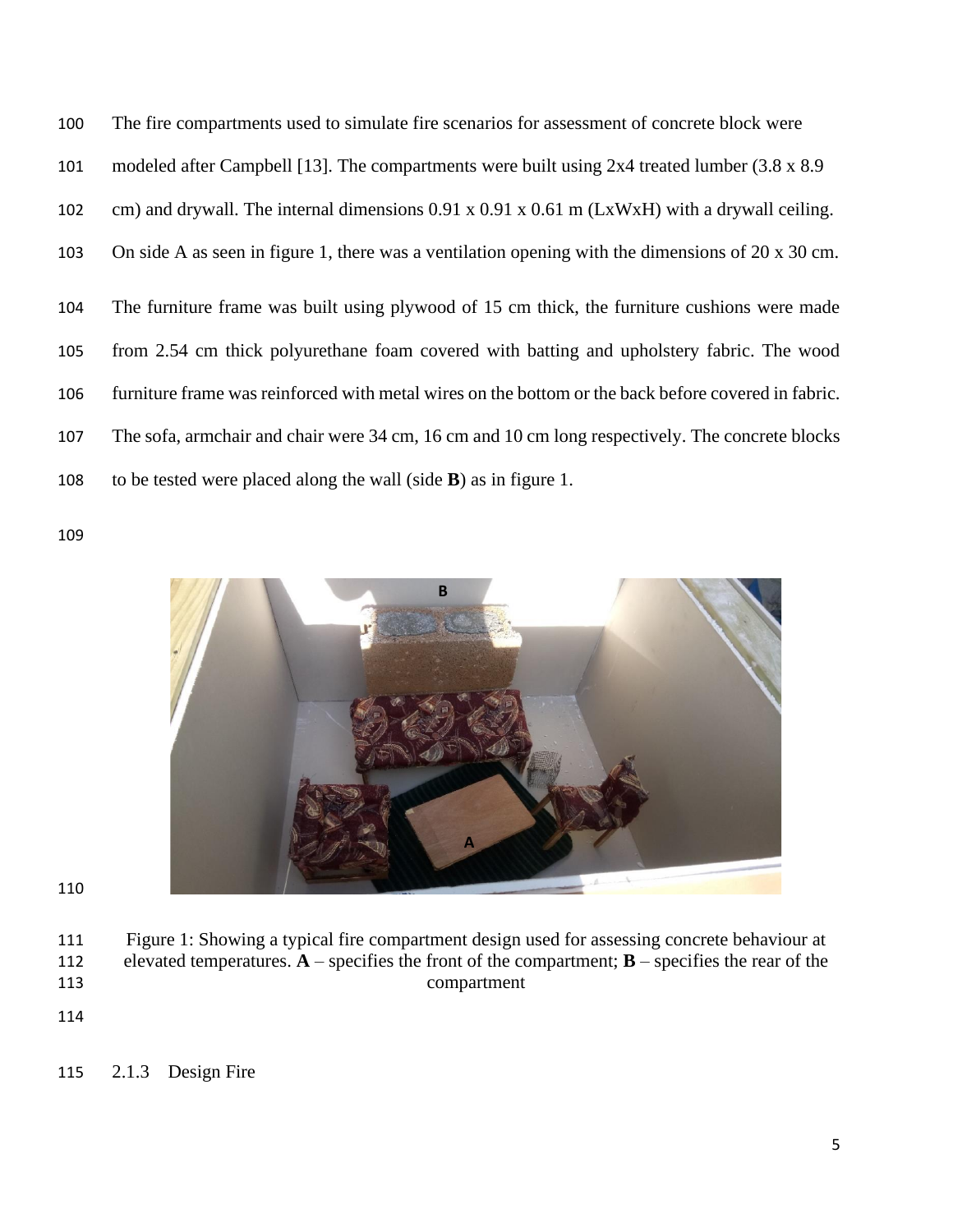The fire compartments used to simulate fire scenarios for assessment of concrete block were modeled after Campbell [13]. The compartments were built using 2x4 treated lumber (3.8 x 8.9 cm) and drywall. The internal dimensions 0.91 x 0.91 x 0.61 m (LxWxH) with a drywall ceiling. On side A as seen in figure 1, there was a ventilation opening with the dimensions of 20 x 30 cm.

The furniture frame was built using plywood of 15 cm thick, the furniture cushions were made from 2.54 cm thick polyurethane foam covered with batting and upholstery fabric. The wood furniture frame was reinforced with metal wires on the bottom or the back before covered in fabric. The sofa, armchair and chair were 34 cm, 16 cm and 10 cm long respectively. The concrete blocks to be tested were placed along the wall (side **B**) as in figure 1.

Figure 1: Showing a typical fire compartment design used for assessing concrete behaviour at elevated temperatures. **A** – specifies the front of the compartment; **B** – specifies the rear of the compartment

### 2.1.3 Design Fire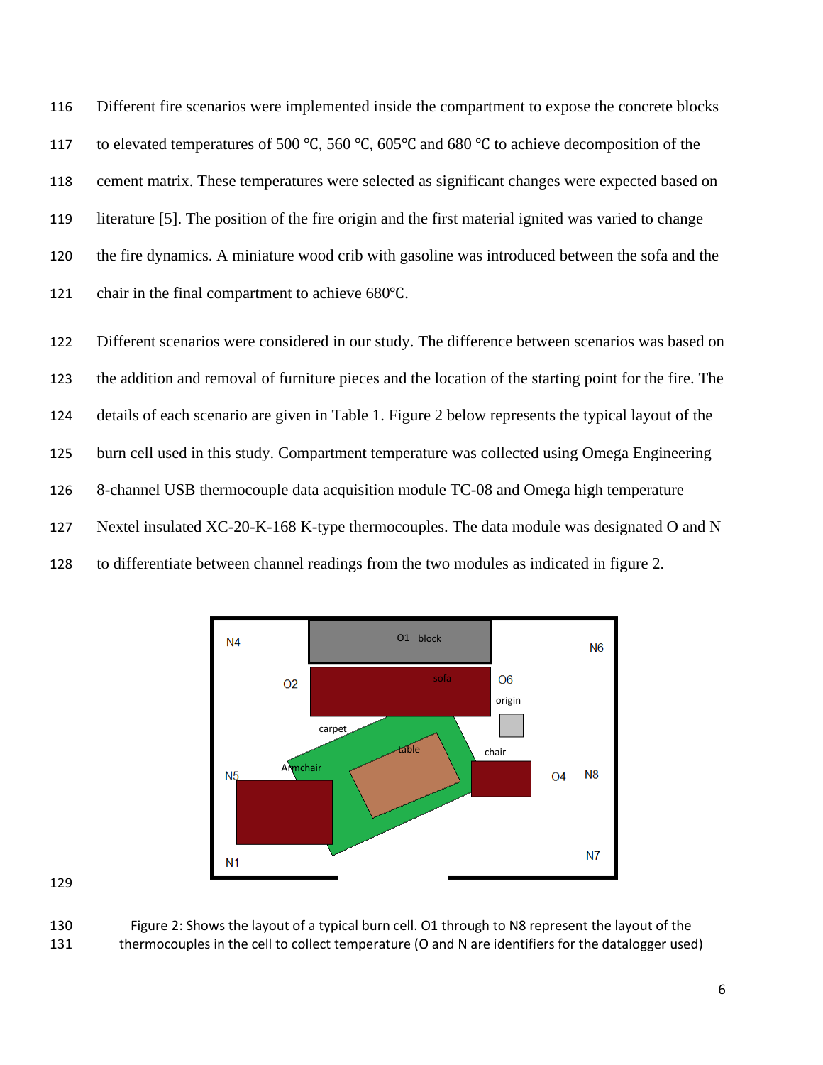Different fire scenarios were implemented inside the compartment to expose the concrete blocks to elevated temperatures of 500 °C, 560 °C, 605°C and 680 °C to achieve decomposition of the cement matrix. These temperatures were selected as significant changes were expected based on literature [5]. The position of the fire origin and the first material ignited was varied to change the fire dynamics. A miniature wood crib with gasoline was introduced between the sofa and the chair in the final compartment to achieve 680°C.

Different scenarios were considered in our study. The difference between scenarios was based on the addition and removal of furniture pieces and the location of the starting point for the fire. The details of each scenario are given in Table 1. Figure 2 below represents the typical layout of the burn cell used in this study. Compartment temperature was collected using Omega Engineering 8-channel USB thermocouple data acquisition module TC-08 and Omega high temperature Nextel insulated XC-20-K-168 K-type thermocouples. The data module was designated O and N to differentiate between channel readings from the two modules as indicated in figure 2.

Figure 2: Shows the layout of a typical burn cell. O1 through to N8 represent the layout of the thermocouples in the cell to collect temperature (O and N are identifiers for the datalogger used)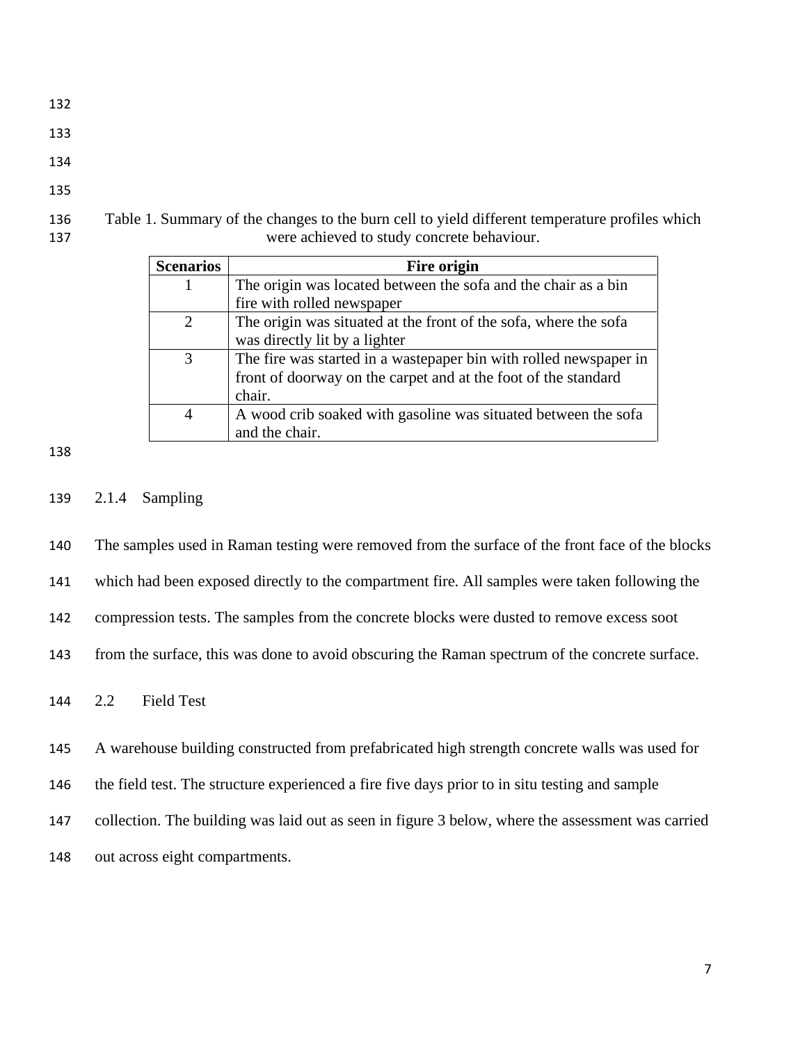Table 1. Summary of the changes to the burn cell to yield different temperature profiles which were achieved to study concrete behaviour.

| Scenarios | Fire origin |
| --- | --- |
| 1 | The origin was located between the sofa and the chair as a bin fire with rolled newspaper |
| 2 | The origin was situated at the front of the sofa, where the sofa was directly lit by a lighter |
| 3 | The fire was started in a wastepaper bin with rolled newspaper in front of doorway on the carpet and at the foot of the standard chair. |
| 4 | A wood crib soaked with gasoline was situated between the sofa and the chair. |

### 2.1.4 Sampling

The samples used in Raman testing were removed from the surface of the front face of the blocks which had been exposed directly to the compartment fire. All samples were taken following the compression tests. The samples from the concrete blocks were dusted to remove excess soot from the surface, this was done to avoid obscuring the Raman spectrum of the concrete surface.

## 2.2 Field Test

A warehouse building constructed from prefabricated high strength concrete walls was used for the field test. The structure experienced a fire five days prior to in situ testing and sample collection. The building was laid out as seen in figure 3 below, where the assessment was carried out across eight compartments.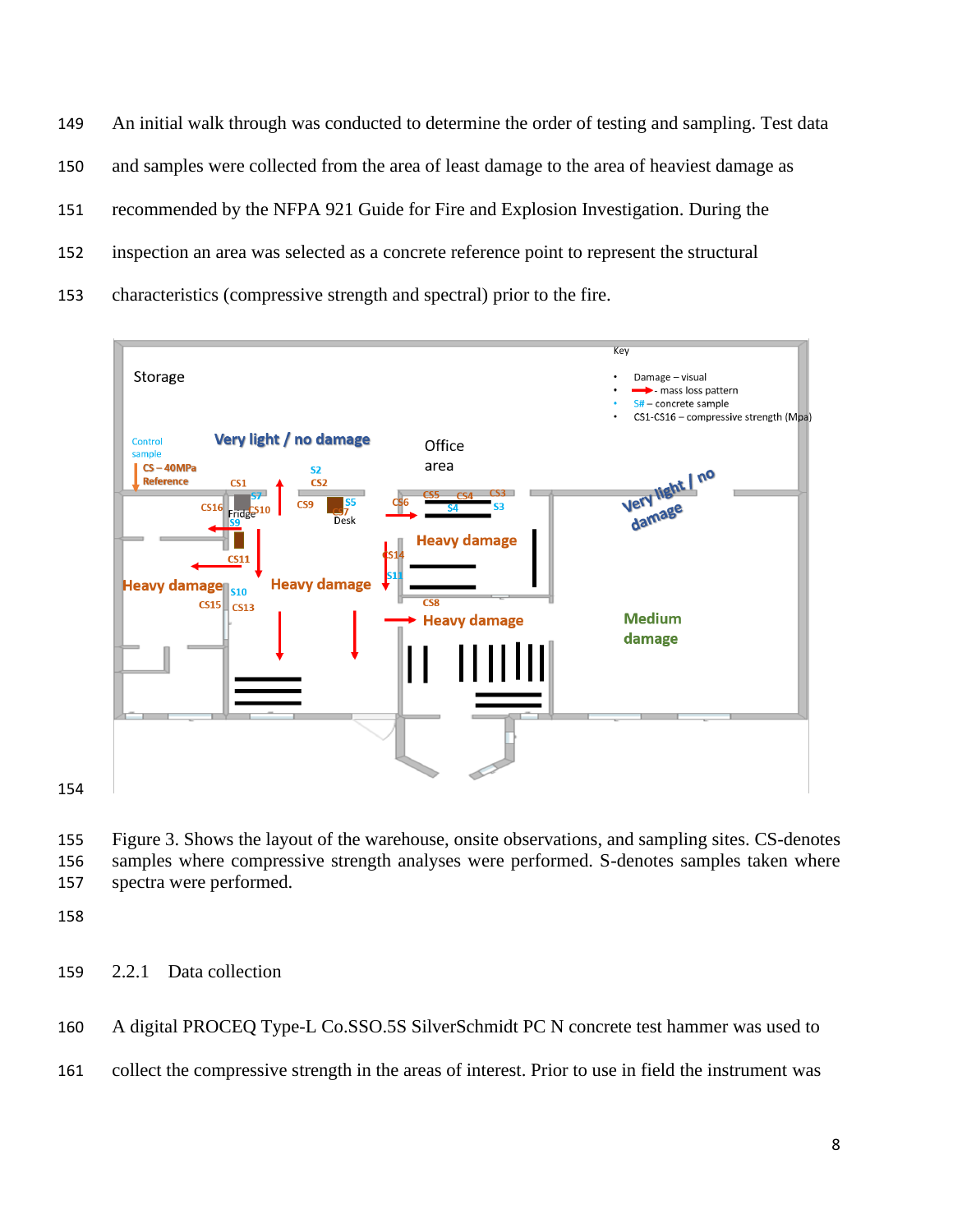An initial walk through was conducted to determine the order of testing and sampling. Test data and samples were collected from the area of least damage to the area of heaviest damage as recommended by the NFPA 921 Guide for Fire and Explosion Investigation. During the inspection an area was selected as a concrete reference point to represent the structural characteristics (compressive strength and spectral) prior to the fire.

Figure 3. Shows the layout of the warehouse, onsite observations, and sampling sites. CS-denotes samples where compressive strength analyses were performed. S-denotes samples taken where spectra were performed.

### 2.2.1 Data collection

A digital PROCEQ Type-L Co.SSO.5S SilverSchmidt PC N concrete test hammer was used to collect the compressive strength in the areas of interest. Prior to use in field the instrument was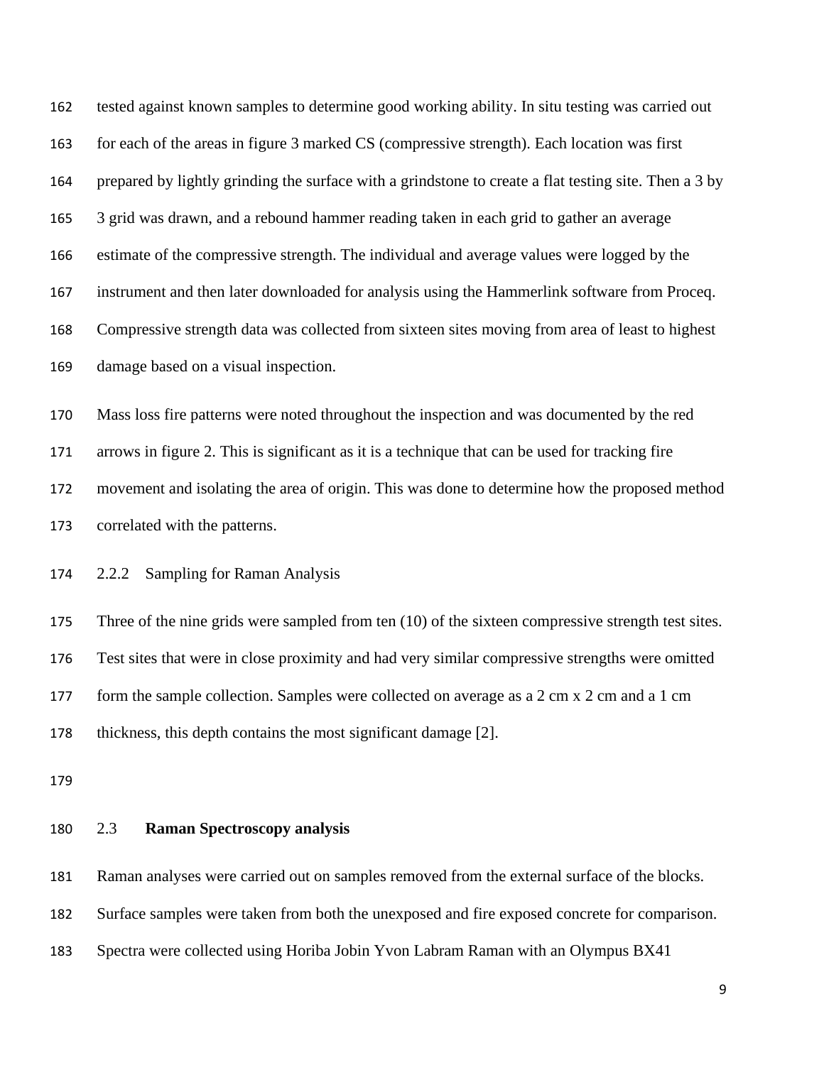tested against known samples to determine good working ability. In situ testing was carried out for each of the areas in figure 3 marked CS (compressive strength). Each location was first prepared by lightly grinding the surface with a grindstone to create a flat testing site. Then a 3 by 3 grid was drawn, and a rebound hammer reading taken in each grid to gather an average estimate of the compressive strength. The individual and average values were logged by the instrument and then later downloaded for analysis using the Hammerlink software from Proceq. Compressive strength data was collected from sixteen sites moving from area of least to highest damage based on a visual inspection.

Mass loss fire patterns were noted throughout the inspection and was documented by the red arrows in figure 2. This is significant as it is a technique that can be used for tracking fire movement and isolating the area of origin. This was done to determine how the proposed method correlated with the patterns.

### 2.2.2 Sampling for Raman Analysis

Three of the nine grids were sampled from ten (10) of the sixteen compressive strength test sites. Test sites that were in close proximity and had very similar compressive strengths were omitted form the sample collection. Samples were collected on average as a 2 cm x 2 cm and a 1 cm thickness, this depth contains the most significant damage [2].

## 2.3 **Raman Spectroscopy analysis**

Raman analyses were carried out on samples removed from the external surface of the blocks. Surface samples were taken from both the unexposed and fire exposed concrete for comparison. Spectra were collected using Horiba Jobin Yvon Labram Raman with an Olympus BX41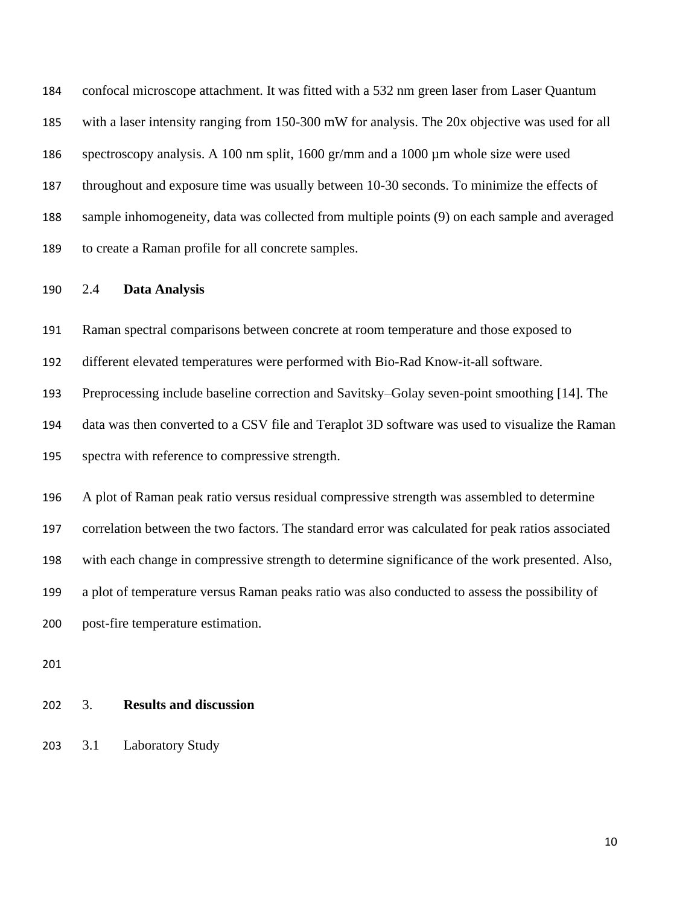confocal microscope attachment. It was fitted with a 532 nm green laser from Laser Quantum with a laser intensity ranging from 150-300 mW for analysis. The 20x objective was used for all spectroscopy analysis. A 100 nm split, 1600 gr/mm and a 1000 µm whole size were used throughout and exposure time was usually between 10-30 seconds. To minimize the effects of sample inhomogeneity, data was collected from multiple points (9) on each sample and averaged to create a Raman profile for all concrete samples.

## 2.4 **Data Analysis**

Raman spectral comparisons between concrete at room temperature and those exposed to different elevated temperatures were performed with Bio-Rad Know-it-all software. Preprocessing include baseline correction and Savitsky–Golay seven-point smoothing [14]. The data was then converted to a CSV file and Teraplot 3D software was used to visualize the Raman spectra with reference to compressive strength.

A plot of Raman peak ratio versus residual compressive strength was assembled to determine correlation between the two factors. The standard error was calculated for peak ratios associated with each change in compressive strength to determine significance of the work presented. Also, a plot of temperature versus Raman peaks ratio was also conducted to assess the possibility of post-fire temperature estimation.

# 3. **Results and discussion**

## 3.1 Laboratory Study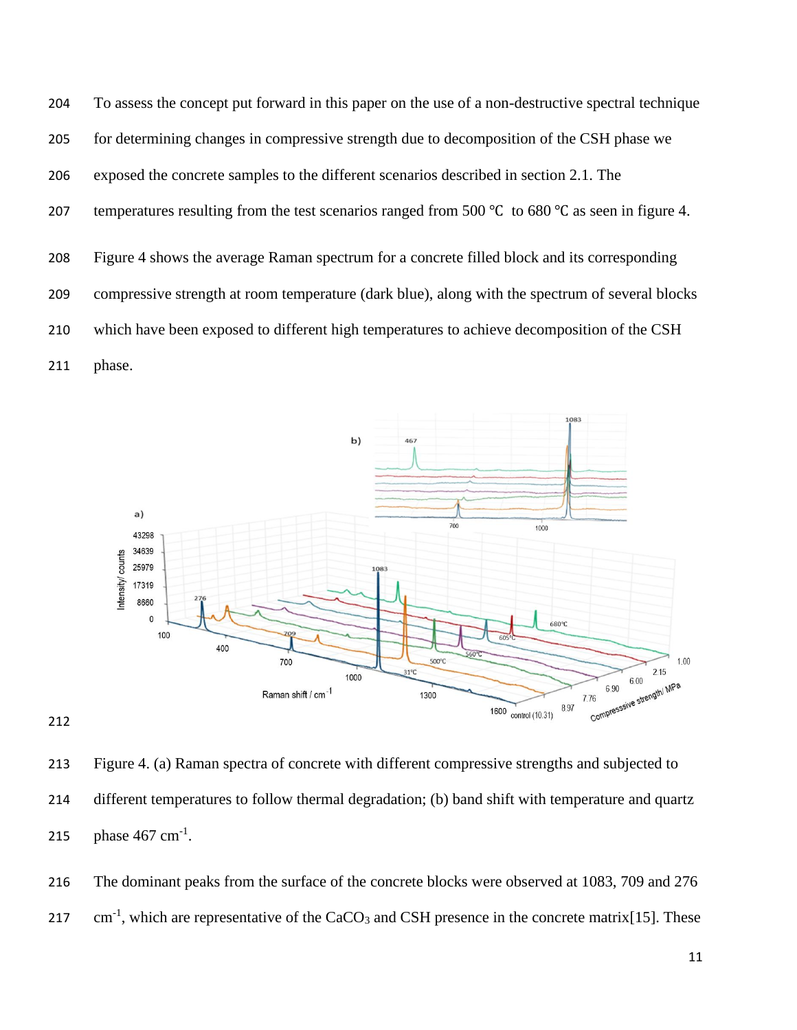To assess the concept put forward in this paper on the use of a non-destructive spectral technique for determining changes in compressive strength due to decomposition of the CSH phase we exposed the concrete samples to the different scenarios described in section 2.1. The temperatures resulting from the test scenarios ranged from 500 ℃ to 680 ℃ as seen in figure 4.

Figure 4 shows the average Raman spectrum for a concrete filled block and its corresponding compressive strength at room temperature (dark blue), along with the spectrum of several blocks which have been exposed to different high temperatures to achieve decomposition of the CSH phase.

Figure 4. (a) Raman spectra of concrete with different compressive strengths and subjected to different temperatures to follow thermal degradation; (b) band shift with temperature and quartz phase 467 $cm^{-1}$.

The dominant peaks from the surface of the concrete blocks were observed at 1083, 709 and 276 $cm^{-1}$, which are representative of the $CaCO_3$ and CSH presence in the concrete matrix[15]. These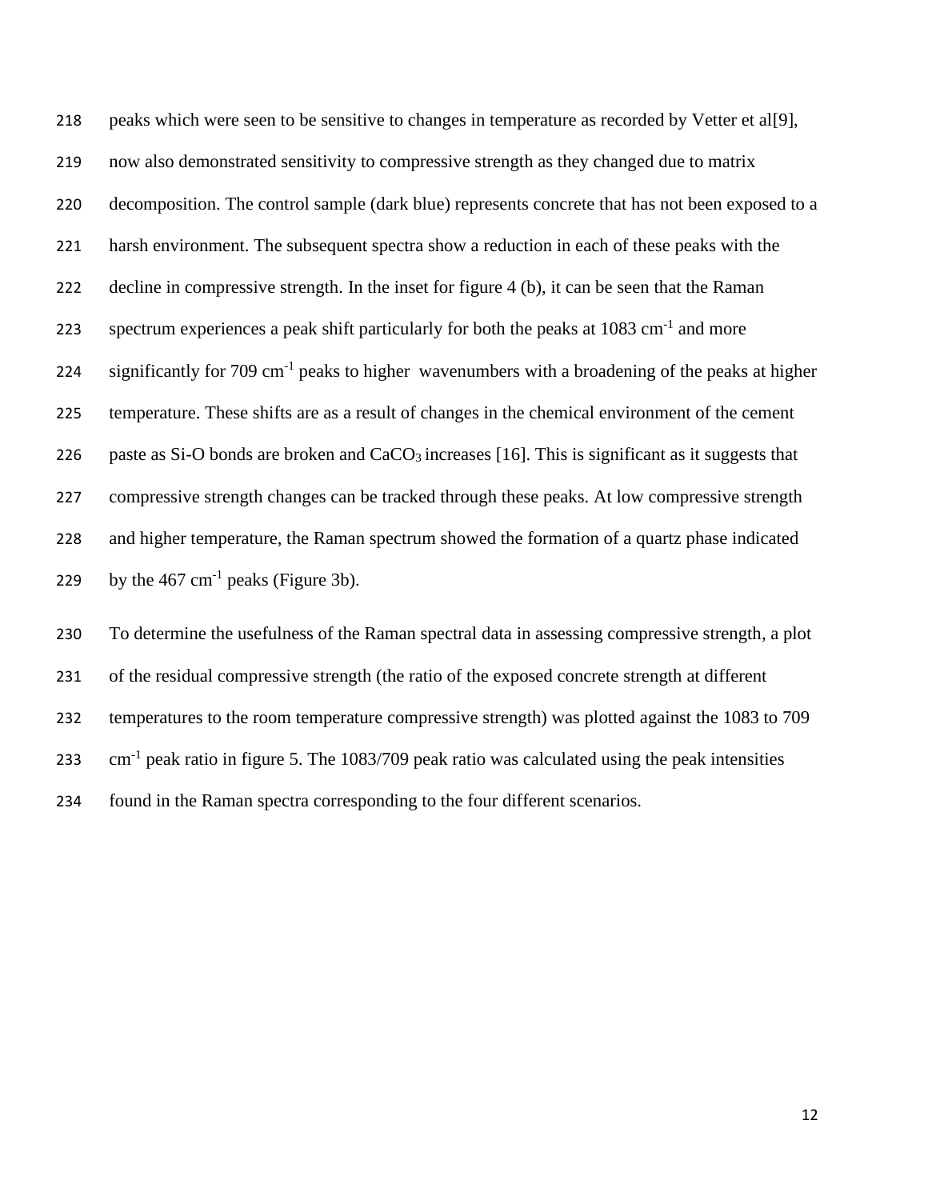peaks which were seen to be sensitive to changes in temperature as recorded by Vetter et al[9], now also demonstrated sensitivity to compressive strength as they changed due to matrix decomposition. The control sample (dark blue) represents concrete that has not been exposed to a harsh environment. The subsequent spectra show a reduction in each of these peaks with the decline in compressive strength. In the inset for figure 4 (b), it can be seen that the Raman spectrum experiences a peak shift particularly for both the peaks at 1083 $cm^{-1}$ and more significantly for 709 $cm^{-1}$ peaks to higher wavenumbers with a broadening of the peaks at higher temperature. These shifts are as a result of changes in the chemical environment of the cement paste as Si-O bonds are broken and $CaCO_3$ increases [16]. This is significant as it suggests that compressive strength changes can be tracked through these peaks. At low compressive strength and higher temperature, the Raman spectrum showed the formation of a quartz phase indicated by the 467 $cm^{-1}$ peaks (Figure 3b).

To determine the usefulness of the Raman spectral data in assessing compressive strength, a plot of the residual compressive strength (the ratio of the exposed concrete strength at different temperatures to the room temperature compressive strength) was plotted against the 1083 to 709 $cm^{-1}$ peak ratio in figure 5. The 1083/709 peak ratio was calculated using the peak intensities found in the Raman spectra corresponding to the four different scenarios.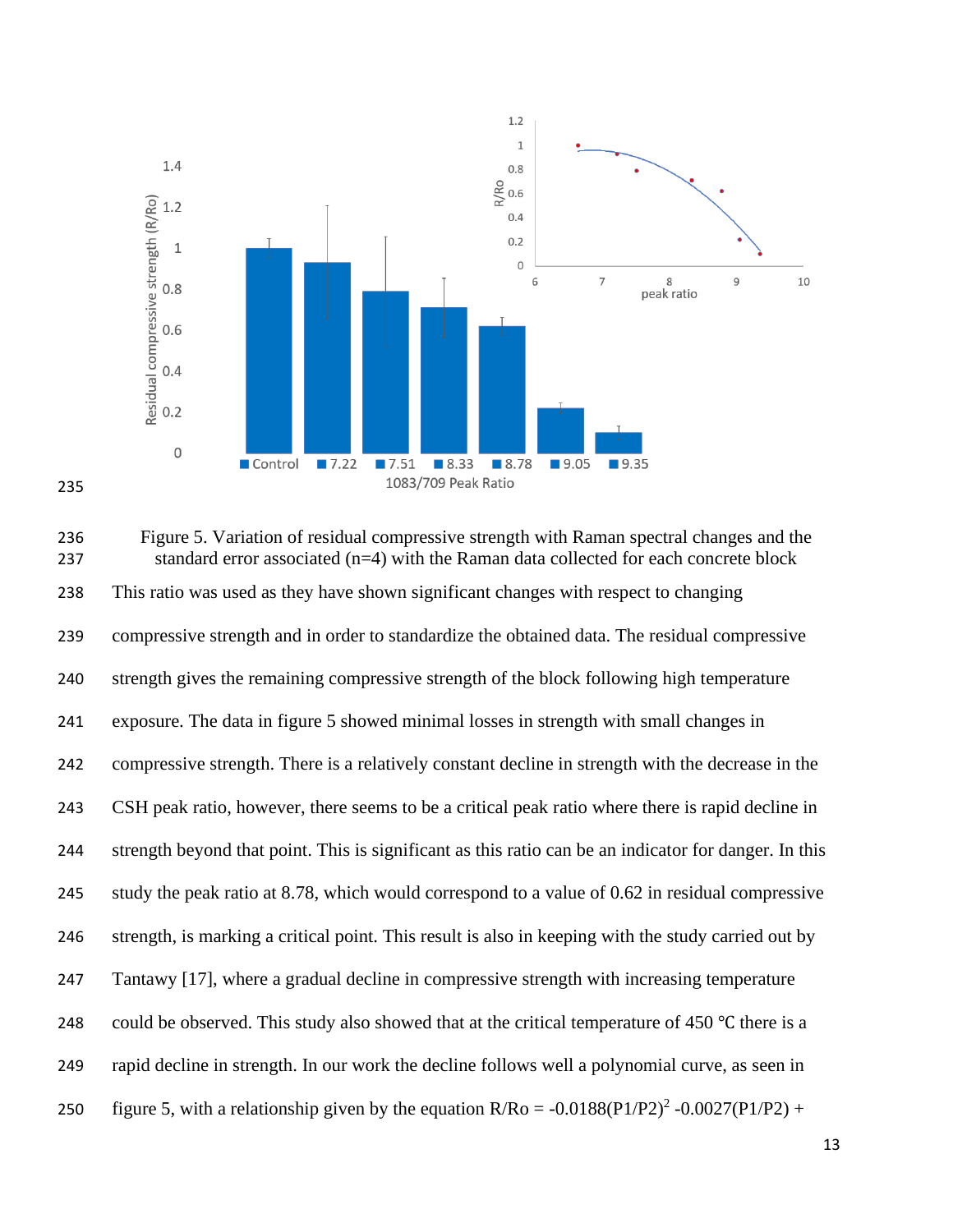Figure 5. Variation of residual compressive strength with Raman spectral changes and the standard error associated (n=4) with the Raman data collected for each concrete block

This ratio was used as they have shown significant changes with respect to changing compressive strength and in order to standardize the obtained data. The residual compressive strength gives the remaining compressive strength of the block following high temperature exposure. The data in figure 5 showed minimal losses in strength with small changes in compressive strength. There is a relatively constant decline in strength with the decrease in the CSH peak ratio, however, there seems to be a critical peak ratio where there is rapid decline in strength beyond that point. This is significant as this ratio can be an indicator for danger. In this study the peak ratio at 8.78, which would correspond to a value of 0.62 in residual compressive strength, is marking a critical point. This result is also in keeping with the study carried out by Tantawy [17], where a gradual decline in compressive strength with increasing temperature could be observed. This study also showed that at the critical temperature of 450 ℃ there is a rapid decline in strength. In our work the decline follows well a polynomial curve, as seen in figure 5, with a relationship given by the equation $R/Ro = -0.0188(P1/P2)^2 - 0.0027(P1/P2) +$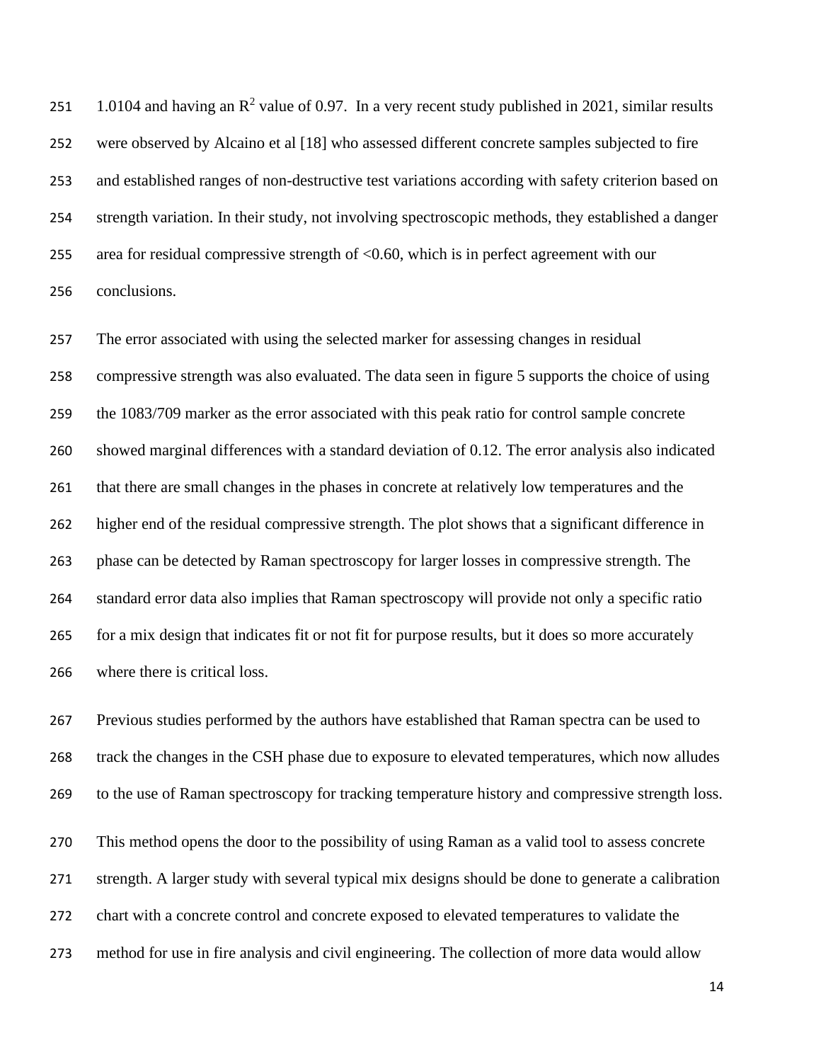1.0104 and having an $R^2$ value of 0.97. In a very recent study published in 2021, similar results were observed by Alcaino et al [18] who assessed different concrete samples subjected to fire and established ranges of non-destructive test variations according with safety criterion based on strength variation. In their study, not involving spectroscopic methods, they established a danger area for residual compressive strength of <0.60, which is in perfect agreement with our conclusions.

The error associated with using the selected marker for assessing changes in residual compressive strength was also evaluated. The data seen in figure 5 supports the choice of using the 1083/709 marker as the error associated with this peak ratio for control sample concrete showed marginal differences with a standard deviation of 0.12. The error analysis also indicated that there are small changes in the phases in concrete at relatively low temperatures and the higher end of the residual compressive strength. The plot shows that a significant difference in phase can be detected by Raman spectroscopy for larger losses in compressive strength. The standard error data also implies that Raman spectroscopy will provide not only a specific ratio for a mix design that indicates fit or not fit for purpose results, but it does so more accurately where there is critical loss.

Previous studies performed by the authors have established that Raman spectra can be used to track the changes in the CSH phase due to exposure to elevated temperatures, which now alludes to the use of Raman spectroscopy for tracking temperature history and compressive strength loss.

This method opens the door to the possibility of using Raman as a valid tool to assess concrete strength. A larger study with several typical mix designs should be done to generate a calibration chart with a concrete control and concrete exposed to elevated temperatures to validate the method for use in fire analysis and civil engineering. The collection of more data would allow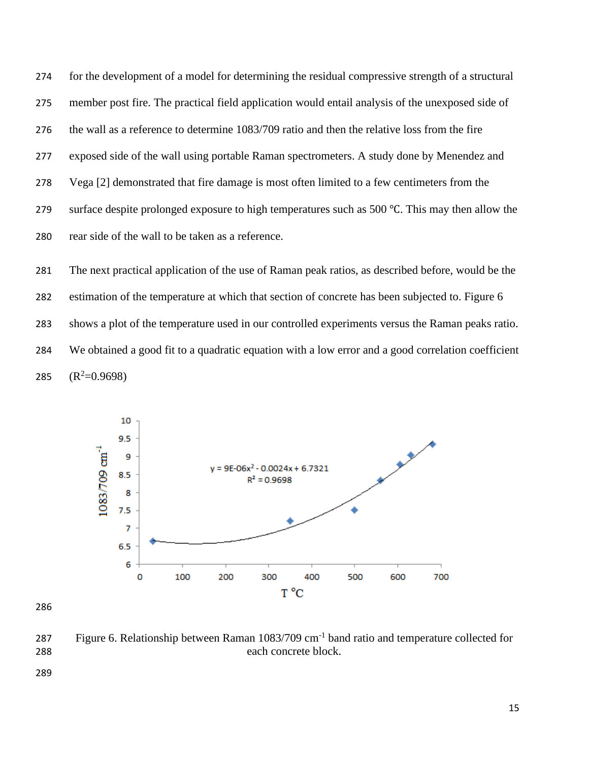for the development of a model for determining the residual compressive strength of a structural member post fire. The practical field application would entail analysis of the unexposed side of the wall as a reference to determine 1083/709 ratio and then the relative loss from the fire exposed side of the wall using portable Raman spectrometers. A study done by Menendez and Vega [2] demonstrated that fire damage is most often limited to a few centimeters from the surface despite prolonged exposure to high temperatures such as 500 ℃. This may then allow the rear side of the wall to be taken as a reference.

The next practical application of the use of Raman peak ratios, as described before, would be the estimation of the temperature at which that section of concrete has been subjected to. Figure 6 shows a plot of the temperature used in our controlled experiments versus the Raman peaks ratio. We obtained a good fit to a quadratic equation with a low error and a good correlation coefficient ($R^2$=0.9698)

Figure 6. Relationship between Raman 1083/709 $cm^{-1}$ band ratio and temperature collected for each concrete block.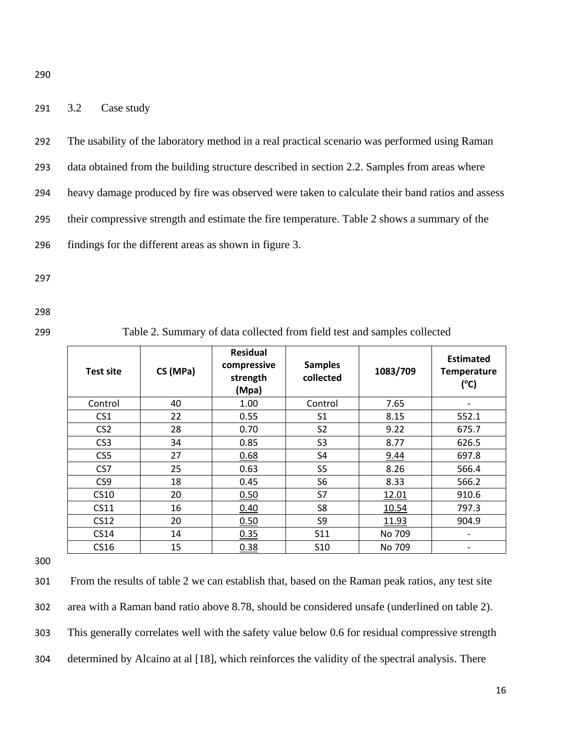### 3.2 Case study

The usability of the laboratory method in a real practical scenario was performed using Raman data obtained from the building structure described in section 2.2. Samples from areas where heavy damage produced by fire was observed were taken to calculate their band ratios and assess their compressive strength and estimate the fire temperature. Table 2 shows a summary of the findings for the different areas as shown in figure 3.

Table 2. Summary of data collected from field test and samples collected

| Test site | CS (MPa) | Residual compressive strength (Mpa) | Samples collected | 1083/709 | Estimated Temperature (°C) |
|---|---|---|---|---|---|
| Control | 40 | 1.00 | Control | 7.65 | - |
| CS1 | 22 | 0.55 | S1 | 8.15 | 552.1 |
| CS2 | 28 | 0.70 | S2 | 9.22 | 675.7 |
| CS3 | 34 | 0.85 | S3 | 8.77 | 626.5 |
| CS5 | 27 | <u>0.68</u> | S4 | <u>9.44</u> | 697.8 |
| CS7 | 25 | 0.63 | S5 | 8.26 | 566.4 |
| CS9 | 18 | 0.45 | S6 | 8.33 | 566.2 |
| CS10 | 20 | <u>0.50</u> | S7 | <u>12.01</u> | 910.6 |
| CS11 | 16 | <u>0.40</u> | S8 | <u>10.54</u> | 797.3 |
| CS12 | 20 | <u>0.50</u> | S9 | <u>11.93</u> | 904.9 |
| CS14 | 14 | <u>0.35</u> | S11 | No 709 | - |
| CS16 | 15 | <u>0.38</u> | S10 | No 709 | - |

From the results of table 2 we can establish that, based on the Raman peak ratios, any test site area with a Raman band ratio above 8.78, should be considered unsafe (underlined on table 2). This generally correlates well with the safety value below 0.6 for residual compressive strength determined by Alcaino at al [18], which reinforces the validity of the spectral analysis. There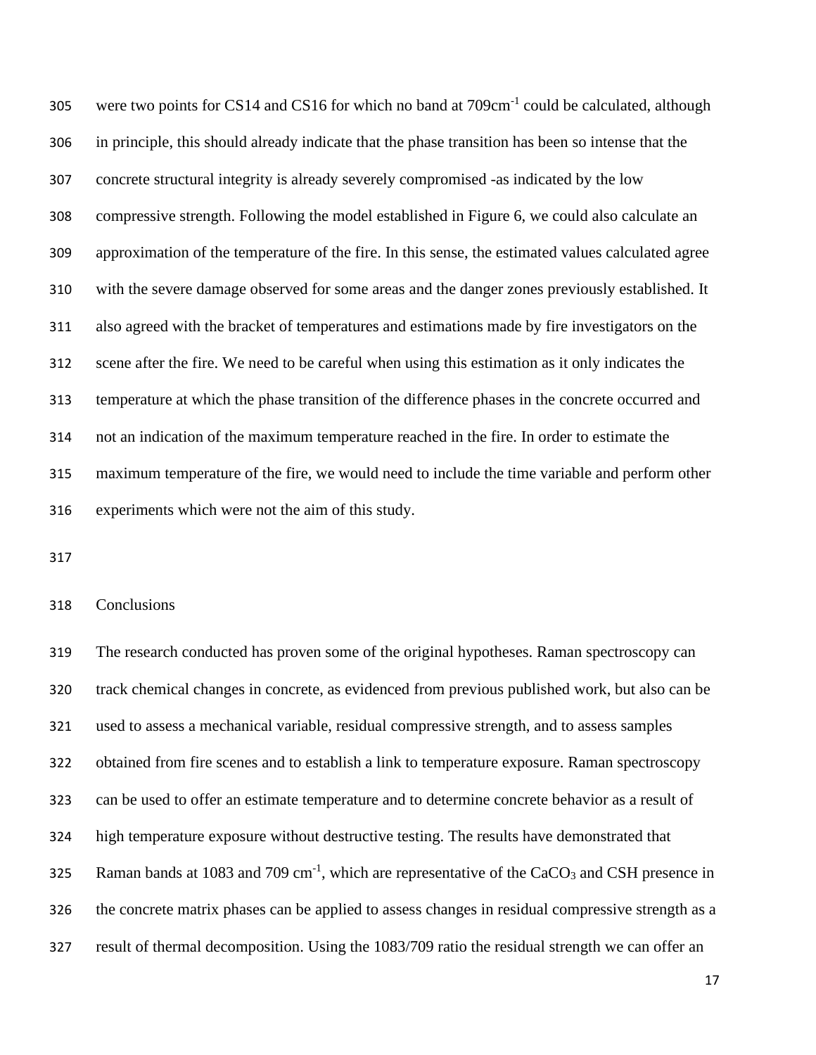were two points for CS14 and CS16 for which no band at 709cm$^{-1}$ could be calculated, although in principle, this should already indicate that the phase transition has been so intense that the concrete structural integrity is already severely compromised -as indicated by the low compressive strength. Following the model established in Figure 6, we could also calculate an approximation of the temperature of the fire. In this sense, the estimated values calculated agree with the severe damage observed for some areas and the danger zones previously established. It also agreed with the bracket of temperatures and estimations made by fire investigators on the scene after the fire. We need to be careful when using this estimation as it only indicates the temperature at which the phase transition of the difference phases in the concrete occurred and not an indication of the maximum temperature reached in the fire. In order to estimate the maximum temperature of the fire, we would need to include the time variable and perform other experiments which were not the aim of this study.

## Conclusions

The research conducted has proven some of the original hypotheses. Raman spectroscopy can track chemical changes in concrete, as evidenced from previous published work, but also can be used to assess a mechanical variable, residual compressive strength, and to assess samples obtained from fire scenes and to establish a link to temperature exposure. Raman spectroscopy can be used to offer an estimate temperature and to determine concrete behavior as a result of high temperature exposure without destructive testing. The results have demonstrated that Raman bands at 1083 and 709 cm$^{-1}$, which are representative of the $CaCO_3$ and CSH presence in the concrete matrix phases can be applied to assess changes in residual compressive strength as a result of thermal decomposition. Using the 1083/709 ratio the residual strength we can offer an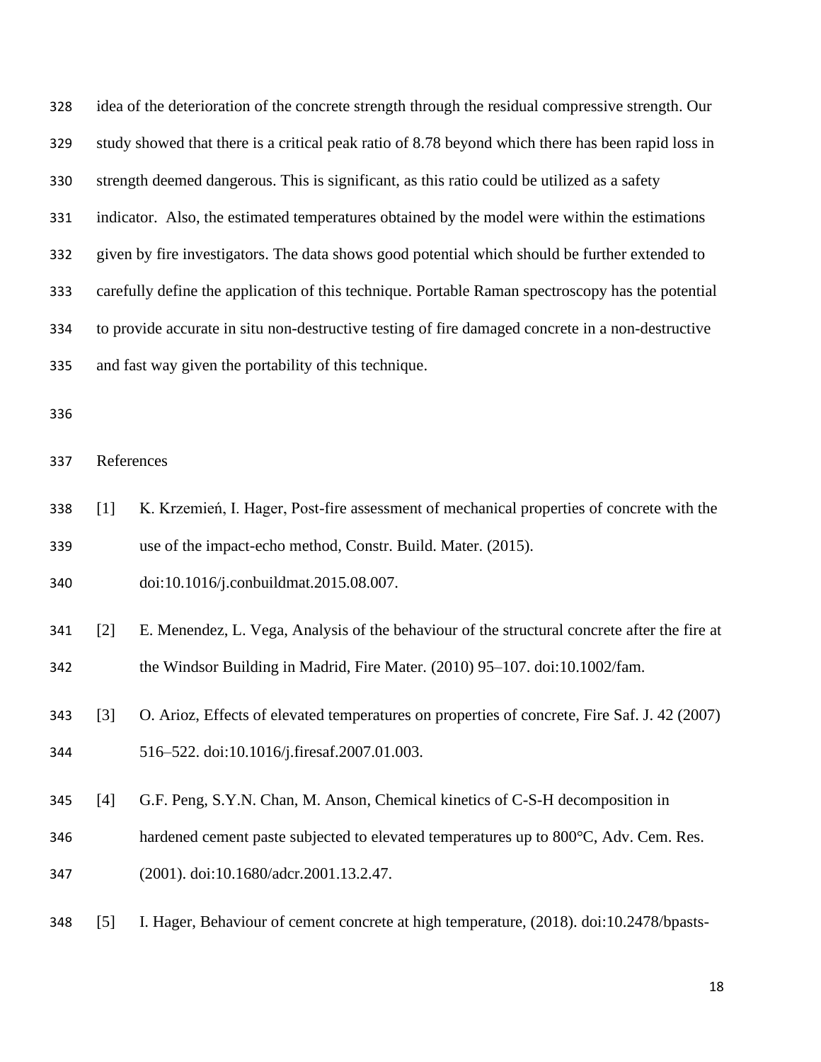idea of the deterioration of the concrete strength through the residual compressive strength. Our study showed that there is a critical peak ratio of 8.78 beyond which there has been rapid loss in strength deemed dangerous. This is significant, as this ratio could be utilized as a safety indicator. Also, the estimated temperatures obtained by the model were within the estimations given by fire investigators. The data shows good potential which should be further extended to carefully define the application of this technique. Portable Raman spectroscopy has the potential to provide accurate in situ non-destructive testing of fire damaged concrete in a non-destructive and fast way given the portability of this technique.

## References

[1] K. Krzemień, I. Hager, Post-fire assessment of mechanical properties of concrete with the use of the impact-echo method, Constr. Build. Mater. (2015). doi:10.1016/j.conbuildmat.2015.08.007.

[2] E. Menendez, L. Vega, Analysis of the behaviour of the structural concrete after the fire at the Windsor Building in Madrid, Fire Mater. (2010) 95–107. doi:10.1002/fam.

[3] O. Arioz, Effects of elevated temperatures on properties of concrete, Fire Saf. J. 42 (2007) 516–522. doi:10.1016/j.firesaf.2007.01.003.

[4] G.F. Peng, S.Y.N. Chan, M. Anson, Chemical kinetics of C-S-H decomposition in hardened cement paste subjected to elevated temperatures up to 800°C, Adv. Cem. Res. (2001). doi:10.1680/adcr.2001.13.2.47.

[5] I. Hager, Behaviour of cement concrete at high temperature, (2018). doi:10.2478/bpasts-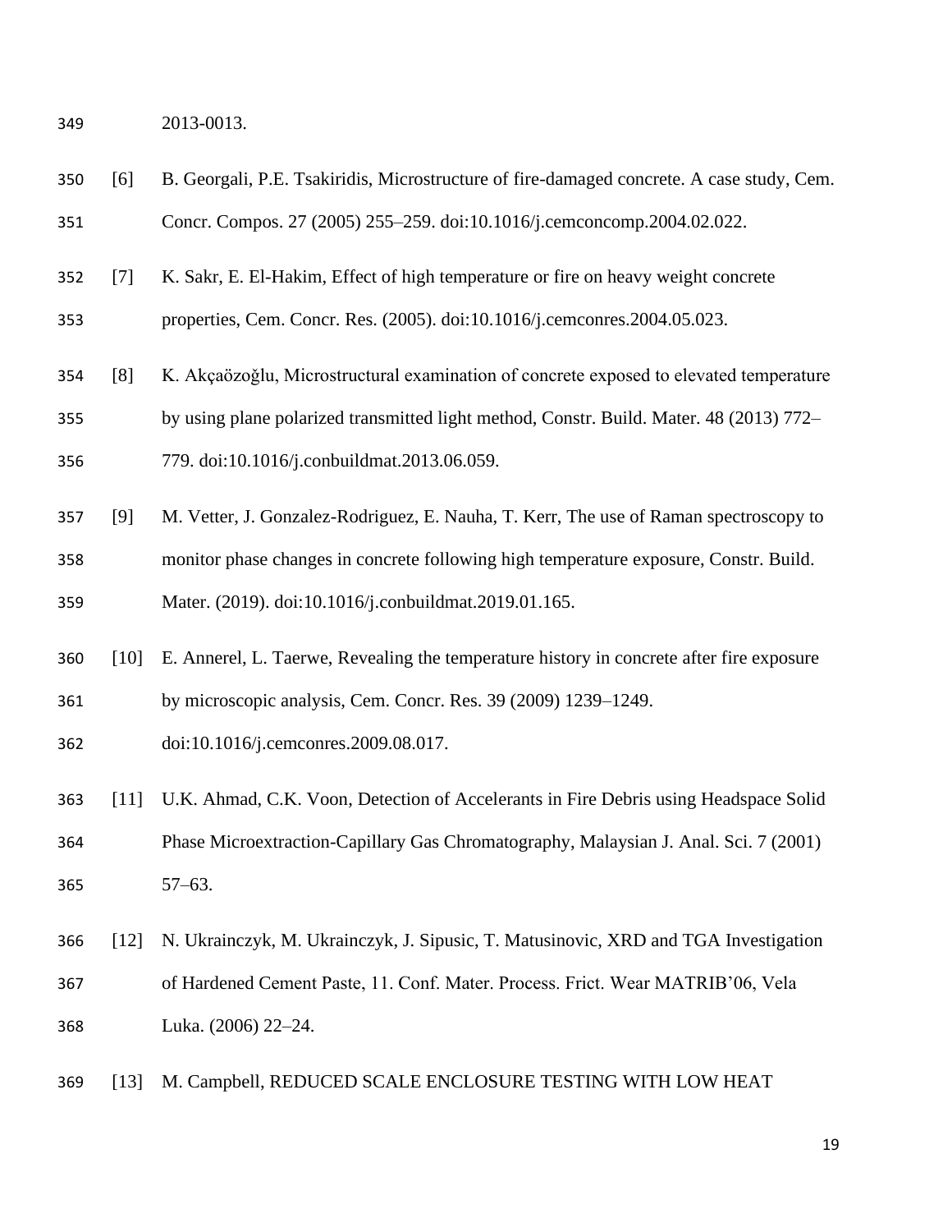2013-0013.

[6] B. Georgali, P.E. Tsakiridis, Microstructure of fire-damaged concrete. A case study, Cem. Concr. Compos. 27 (2005) 255–259. doi:10.1016/j.cemconcomp.2004.02.022.

[7] K. Sakr, E. El-Hakim, Effect of high temperature or fire on heavy weight concrete properties, Cem. Concr. Res. (2005). doi:10.1016/j.cemconres.2004.05.023.

[8] K. Akçaözoğlu, Microstructural examination of concrete exposed to elevated temperature by using plane polarized transmitted light method, Constr. Build. Mater. 48 (2013) 772–779. doi:10.1016/j.conbuildmat.2013.06.059.

[9] M. Vetter, J. Gonzalez-Rodriguez, E. Nauha, T. Kerr, The use of Raman spectroscopy to monitor phase changes in concrete following high temperature exposure, Constr. Build. Mater. (2019). doi:10.1016/j.conbuildmat.2019.01.165.

[10] E. Annerel, L. Taerwe, Revealing the temperature history in concrete after fire exposure by microscopic analysis, Cem. Concr. Res. 39 (2009) 1239–1249. doi:10.1016/j.cemconres.2009.08.017.

[11] U.K. Ahmad, C.K. Voon, Detection of Accelerants in Fire Debris using Headspace Solid Phase Microextraction-Capillary Gas Chromatography, Malaysian J. Anal. Sci. 7 (2001) 57–63.

[12] N. Ukrainczyk, M. Ukrainczyk, J. Sipusic, T. Matusinovic, XRD and TGA Investigation of Hardened Cement Paste, 11. Conf. Mater. Process. Frict. Wear MATRIB'06, Vela Luka. (2006) 22–24.

[13] M. Campbell, REDUCED SCALE ENCLOSURE TESTING WITH LOW HEAT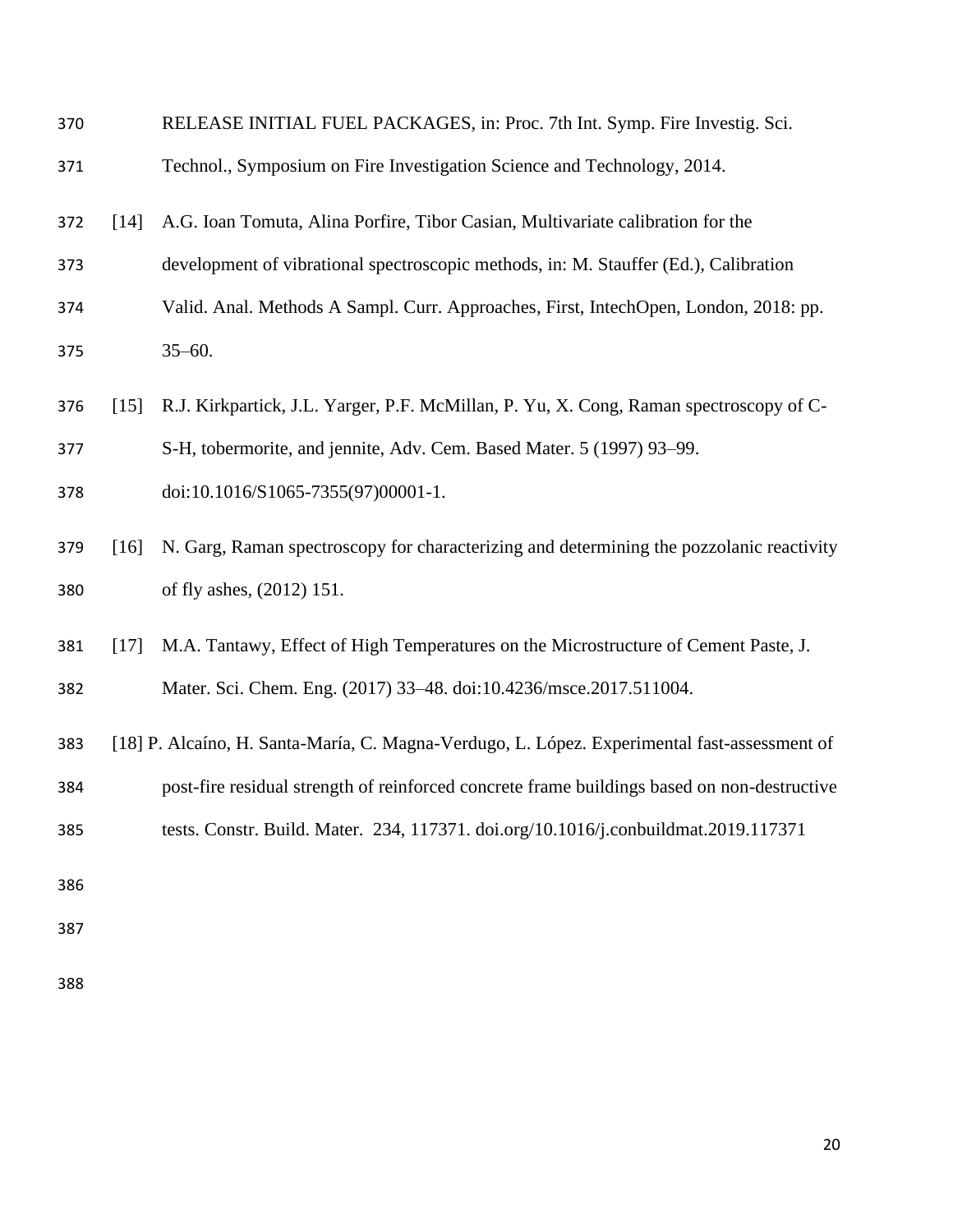RELEASE INITIAL FUEL PACKAGES, in: Proc. 7th Int. Symp. Fire Investig. Sci. Technol., Symposium on Fire Investigation Science and Technology, 2014.

[14] A.G. Ioan Tomuta, Alina Porfire, Tibor Casian, Multivariate calibration for the development of vibrational spectroscopic methods, in: M. Stauffer (Ed.), Calibration Valid. Anal. Methods A Sampl. Curr. Approaches, First, IntechOpen, London, 2018: pp. 35–60.

[15] R.J. Kirkpartick, J.L. Yarger, P.F. McMillan, P. Yu, X. Cong, Raman spectroscopy of C-S-H, tobermorite, and jennite, Adv. Cem. Based Mater. 5 (1997) 93–99. doi:10.1016/S1065-7355(97)00001-1.

[16] N. Garg, Raman spectroscopy for characterizing and determining the pozzolanic reactivity of fly ashes, (2012) 151.

[17] M.A. Tantawy, Effect of High Temperatures on the Microstructure of Cement Paste, J. Mater. Sci. Chem. Eng. (2017) 33–48. doi:10.4236/msce.2017.511004.

[18] P. Alcaíno, H. Santa-María, C. Magna-Verdugo, L. López. Experimental fast-assessment of post-fire residual strength of reinforced concrete frame buildings based on non-destructive tests. Constr. Build. Mater. 234, 117371. doi.org/10.1016/j.conbuildmat.2019.117371